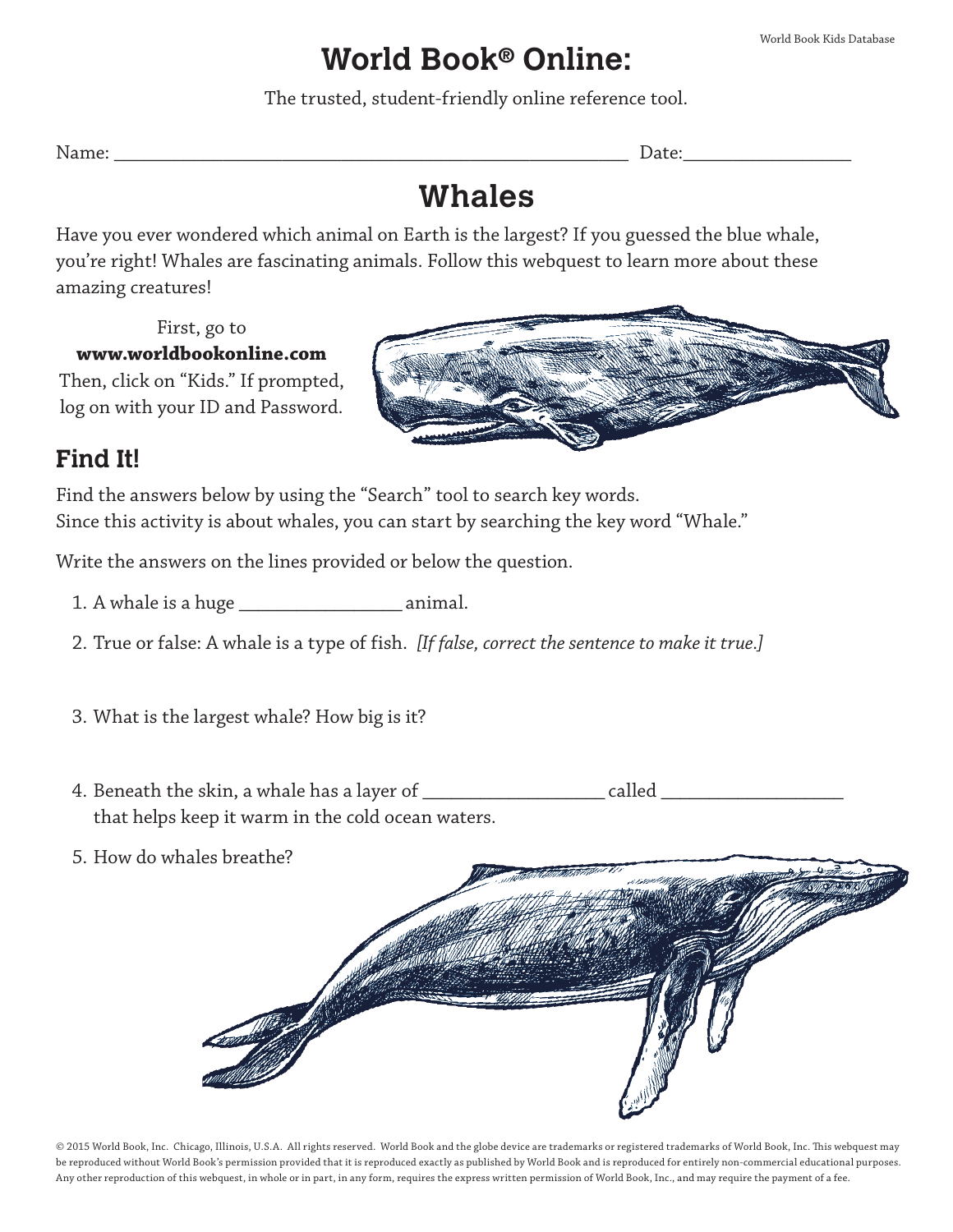# World Book® Online:

The trusted, student-friendly online reference tool.

Name: ______________________________________________ Date:_______________

## Whales

Have you ever wondered which animal on Earth is the largest? If you guessed the blue whale, you're right! Whales are fascinating animals. Follow this webquest to learn more about these amazing creatures!

First, go to **www.worldbookonline.com** Then, click on "Kids." If prompted, log on with your ID and Password.

### Find It!

Find the answers below by using the "Search" tool to search key words. Since this activity is about whales, you can start by searching the key word "Whale."

Write the answers on the lines provided or below the question.

1. A whale is a huge _______________ animal.
2. True or false: A whale is a type of fish. *[If false, correct the sentence to make it true.]*
3. What is the largest whale? How big is it?
4. Beneath the skin, a whale has a layer of ________________ called ________________ that helps keep it warm in the cold ocean waters.
5. How do whales breathe?

© 2015 World Book, Inc. Chicago, Illinois, U.S.A. All rights reserved. World Book and the globe device are trademarks or registered trademarks of World Book, Inc. This webquest may be reproduced without World Book's permission provided that it is reproduced exactly as published by World Book and is reproduced for entirely non-commercial educational purposes. Any other reproduction of this webquest, in whole or in part, in any form, requires the express written permission of World Book, Inc., and may require the payment of a fee.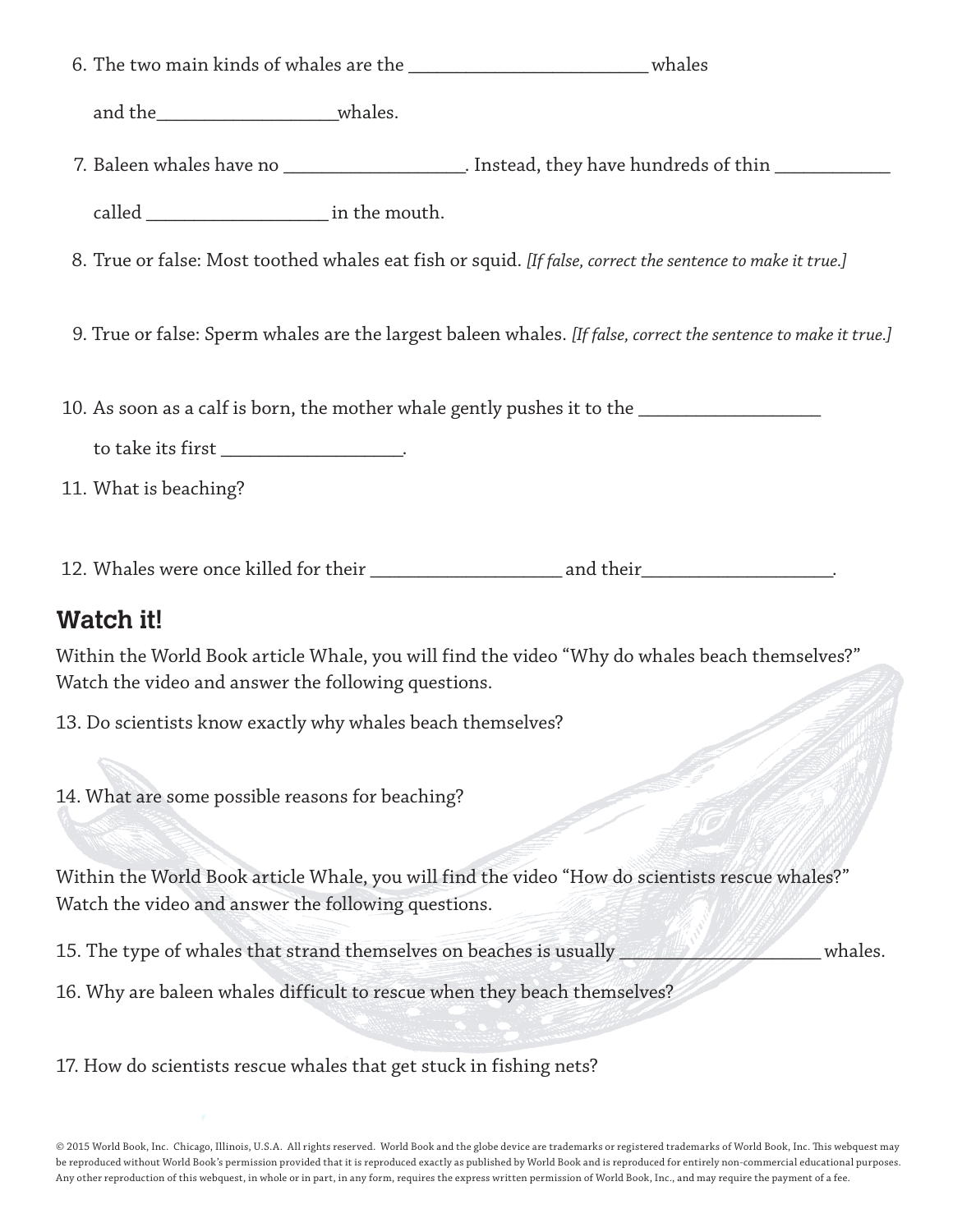6. The two main kinds of whales are the __________________________ whales

   and the____________________whales.

7. Baleen whales have no ____________________. Instead, they have hundreds of thin ____________

   called ____________________ in the mouth.

8. True or false: Most toothed whales eat fish or squid. *[If false, correct the sentence to make it true.]*

9. True or false: Sperm whales are the largest baleen whales. *[If false, correct the sentence to make it true.]*

10. As soon as a calf is born, the mother whale gently pushes it to the ____________________

    to take its first ____________________.

11. What is beaching?

12. Whales were once killed for their _____________________ and their_____________________.

## Watch it!

Within the World Book article Whale, you will find the video "Why do whales beach themselves?" Watch the video and answer the following questions.

13. Do scientists know exactly why whales beach themselves?

14. What are some possible reasons for beaching?

Within the World Book article Whale, you will find the video "How do scientists rescue whales?" Watch the video and answer the following questions.

15. The type of whales that strand themselves on beaches is usually _______________________ whales.

16. Why are baleen whales difficult to rescue when they beach themselves?

17. How do scientists rescue whales that get stuck in fishing nets?

© 2015 World Book, Inc. Chicago, Illinois, U.S.A. All rights reserved. World Book and the globe device are trademarks or registered trademarks of World Book, Inc. This webquest may be reproduced without World Book's permission provided that it is reproduced exactly as published by World Book and is reproduced for entirely non-commercial educational purposes. Any other reproduction of this webquest, in whole or in part, in any form, requires the express written permission of World Book, Inc., and may require the payment of a fee.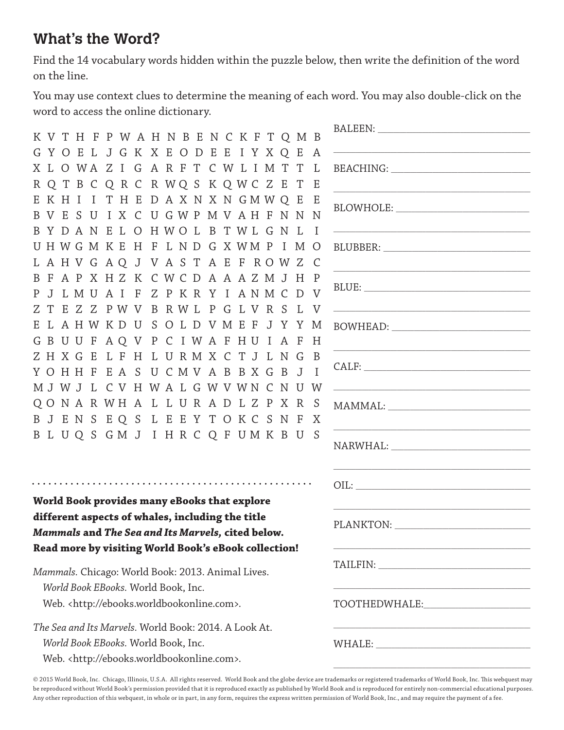## What's the Word?

Find the 14 vocabulary words hidden within the puzzle below, then write the definition of the word on the line.

You may use context clues to determine the meaning of each word. You may also double-click on the word to access the online dictionary.

```
K V T H F P W A H N B E N C K F T Q M B
G Y O E L J G K X E O D E E I Y X Q E A
X L O W A Z I G A R F T C W L I M T T L
R Q T B C Q R C R W Q S K Q W C Z E T E
E K H I I T H E D A X N X N G M W Q E E
B V E S U I X C U G W P M V A H F N N N
B Y D A N E L O H W O L B T W L G N L I
U H W G M K E H F L N D G X W M P I M O
L A H V G A Q J V A S T A E F R O W Z C
B F A P X H Z K C W C D A A A Z M J H P
P J L M U A I F Z P K R Y I A N M C D V
Z T E Z Z P W V B R W L P G L V R S L V
E L A H W K D U S O L D V M E F J Y Y M
G B U U F A Q V P C I W A F H U I A F H
Z H X G E L F H L U R M X C T J L N G B
Y O H H F E A S U C M V A B B X G B J I
M J W J L C V H W A L G W V W N C N U W
Q O N A R W H A L L U R A D L Z P X R S
B J E N S E Q S L E E Y T O K C S N F X
B L U Q S G M J I H R C Q F U M K B U S
```

BALEEN: ______________________________

______________________________

BEACHING: ______________________________

______________________________

BLOWHOLE: ______________________________

______________________________

BLUBBER: ______________________________

______________________________

BLUE: ______________________________

______________________________

BOWHEAD: ______________________________

______________________________

CALF: ______________________________

______________________________

MAMMAL: ______________________________

______________________________

NARWHAL: ______________________________

______________________________

OIL: ______________________________

______________________________

PLANKTON: ______________________________

______________________________

TAILFIN: ______________________________

______________________________

TOOTHEDWHALE: ______________________________

______________________________

WHALE: ______________________________

______________________________

**World Book provides many eBooks that explore different aspects of whales, including the title *Mammals* and *The Sea and Its Marvels,* cited below. Read more by visiting World Book's eBook collection!**

*Mammals.* Chicago: World Book: 2013. Animal Lives. *World Book EBooks.* World Book, Inc. Web. <http://ebooks.worldbookonline.com>.

*The Sea and Its Marvels.* World Book: 2014. A Look At. *World Book EBooks.* World Book, Inc. Web. <http://ebooks.worldbookonline.com>.

© 2015 World Book, Inc. Chicago, Illinois, U.S.A. All rights reserved. World Book and the globe device are trademarks or registered trademarks of World Book, Inc. This webquest may be reproduced without World Book's permission provided that it is reproduced exactly as published by World Book and is reproduced for entirely non-commercial educational purposes. Any other reproduction of this webquest, in whole or in part, in any form, requires the express written permission of World Book, Inc., and may require the payment of a fee.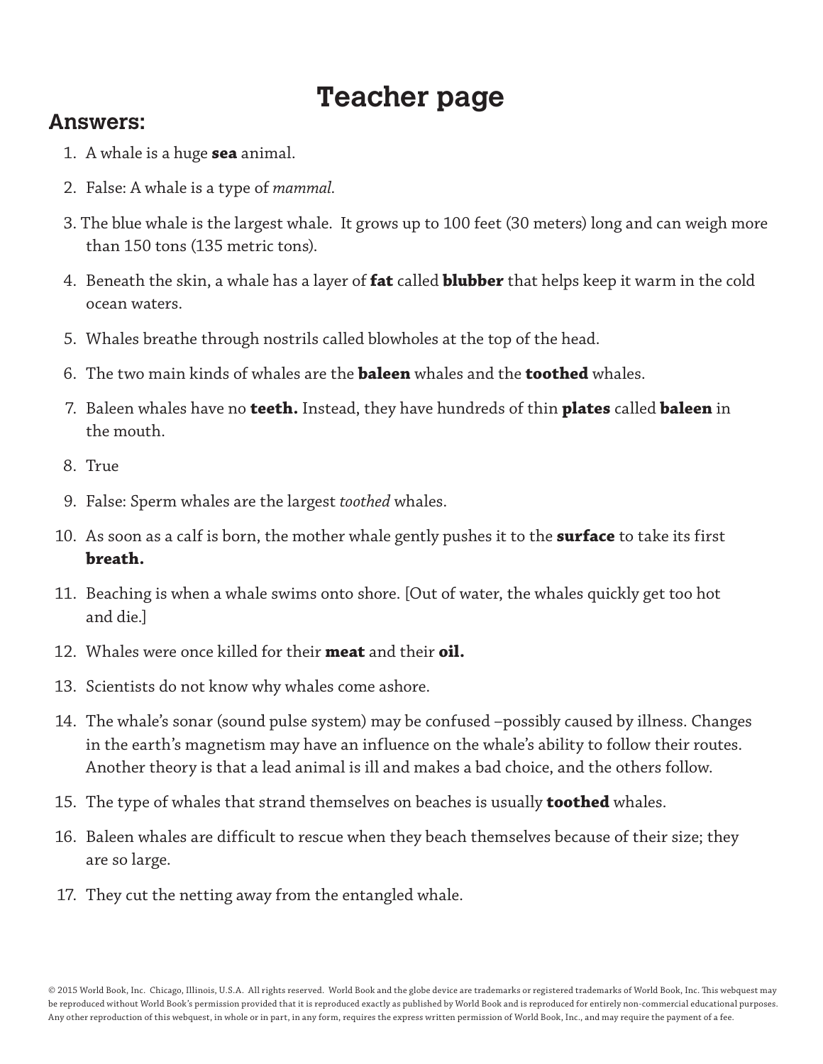# Teacher page

## Answers:

1. A whale is a huge **sea** animal.
2. False: A whale is a type of *mammal.*
3. The blue whale is the largest whale.  It grows up to 100 feet (30 meters) long and can weigh more than 150 tons (135 metric tons).
4. Beneath the skin, a whale has a layer of **fat** called **blubber** that helps keep it warm in the cold ocean waters.
5. Whales breathe through nostrils called blowholes at the top of the head.
6. The two main kinds of whales are the **baleen** whales and the **toothed** whales.
7. Baleen whales have no **teeth.** Instead, they have hundreds of thin **plates** called **baleen** in the mouth.
8. True
9. False: Sperm whales are the largest *toothed* whales.
10. As soon as a calf is born, the mother whale gently pushes it to the **surface** to take its first **breath.**
11. Beaching is when a whale swims onto shore. [Out of water, the whales quickly get too hot and die.]
12. Whales were once killed for their **meat** and their **oil.**
13. Scientists do not know why whales come ashore.
14. The whale's sonar (sound pulse system) may be confused –possibly caused by illness. Changes in the earth's magnetism may have an influence on the whale's ability to follow their routes. Another theory is that a lead animal is ill and makes a bad choice, and the others follow.
15. The type of whales that strand themselves on beaches is usually **toothed** whales.
16. Baleen whales are difficult to rescue when they beach themselves because of their size; they are so large.
17. They cut the netting away from the entangled whale.

© 2015 World Book, Inc. Chicago, Illinois, U.S.A. All rights reserved. World Book and the globe device are trademarks or registered trademarks of World Book, Inc. This webquest may be reproduced without World Book's permission provided that it is reproduced exactly as published by World Book and is reproduced for entirely non-commercial educational purposes. Any other reproduction of this webquest, in whole or in part, in any form, requires the express written permission of World Book, Inc., and may require the payment of a fee.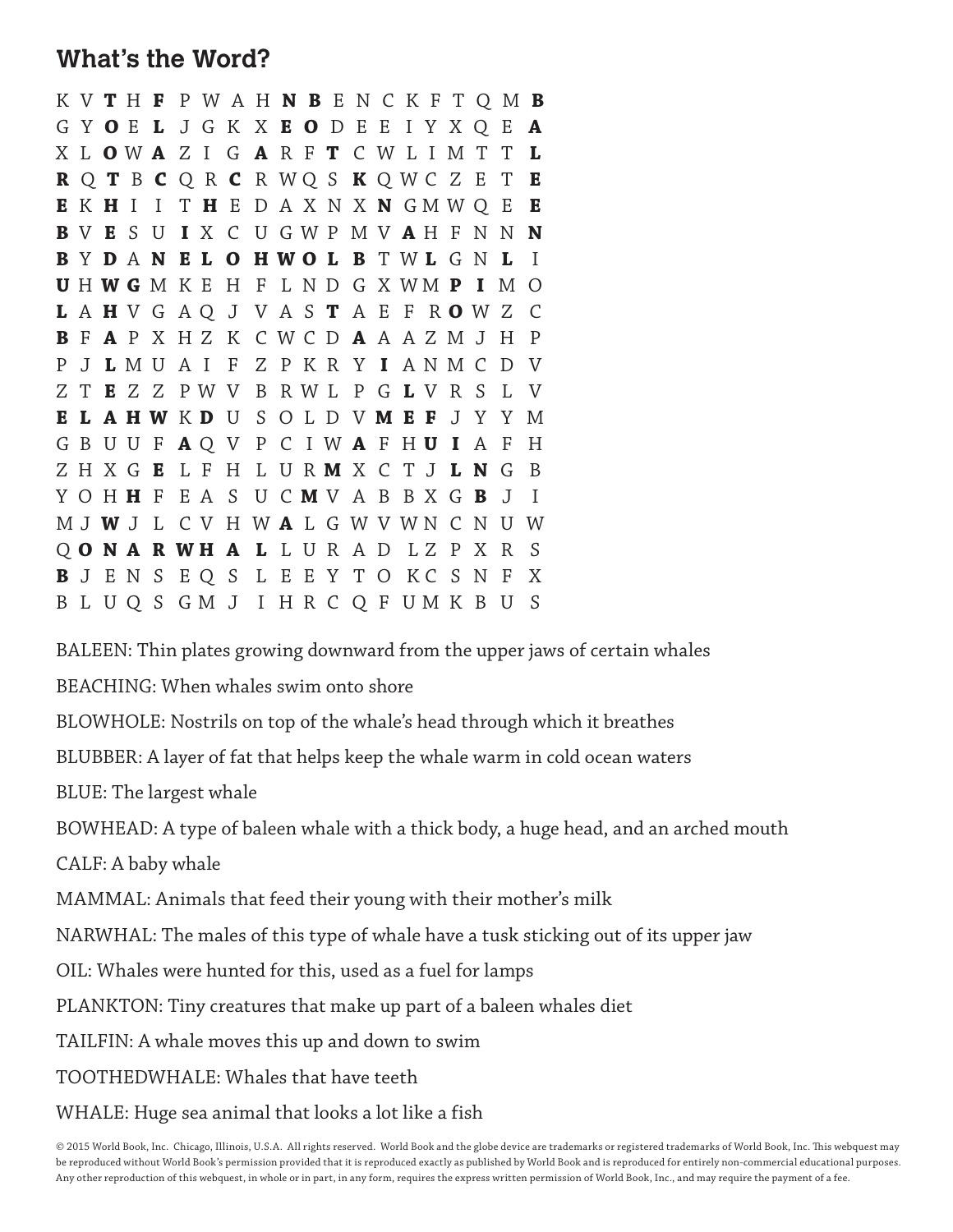## What's the Word?

```
K V T H F P W A H N B E N C K F T Q M B
G Y O E L J G K X E O D E E I Y X Q E A
X L O W A Z I G A R F T C W L I M T T L
R Q T B C Q R C R W Q S K Q W C Z E T E
E K H I I T H E D A X N X N G M W Q E E
B V E S U I X C U G W P M V A H F N N N
B Y D A N E L O H W O L B T W L G N L I
U H W G M K E H F L N D G X W M P I M O
L A H V G A Q J V A S T A E F R O W Z C
B F A P X H Z K C W C D A A A Z M J H P
P J L M U A I F Z P K R Y I A N M C D V
Z T E Z Z P W V B R W L P G L V R S L V
E L A H W K D U S O L D V M E F J Y Y M
G B U U F A Q V P C I W A F H U I A F H
Z H X G E L F H L U R M X C T J L N G B
Y O H H F E A S U C M V A B B X G B J I
M J W J L C V H W A L G W V W N C N U W
Q O N A R W H A L L U R A D L Z P X R S
B J E N S E Q S L E E Y T O K C S N F X
B L U Q S G M J I H R C Q F U M K B U S
```

BALEEN: Thin plates growing downward from the upper jaws of certain whales

BEACHING: When whales swim onto shore

BLOWHOLE: Nostrils on top of the whale's head through which it breathes

BLUBBER: A layer of fat that helps keep the whale warm in cold ocean waters

BLUE: The largest whale

BOWHEAD: A type of baleen whale with a thick body, a huge head, and an arched mouth

CALF: A baby whale

MAMMAL: Animals that feed their young with their mother's milk

NARWHAL: The males of this type of whale have a tusk sticking out of its upper jaw

OIL: Whales were hunted for this, used as a fuel for lamps

PLANKTON: Tiny creatures that make up part of a baleen whales diet

TAILFIN: A whale moves this up and down to swim

TOOTHEDWHALE: Whales that have teeth

WHALE: Huge sea animal that looks a lot like a fish

© 2015 World Book, Inc. Chicago, Illinois, U.S.A. All rights reserved. World Book and the globe device are trademarks or registered trademarks of World Book, Inc. This webquest may be reproduced without World Book's permission provided that it is reproduced exactly as published by World Book and is reproduced for entirely non-commercial educational purposes. Any other reproduction of this webquest, in whole or in part, in any form, requires the express written permission of World Book, Inc., and may require the payment of a fee.